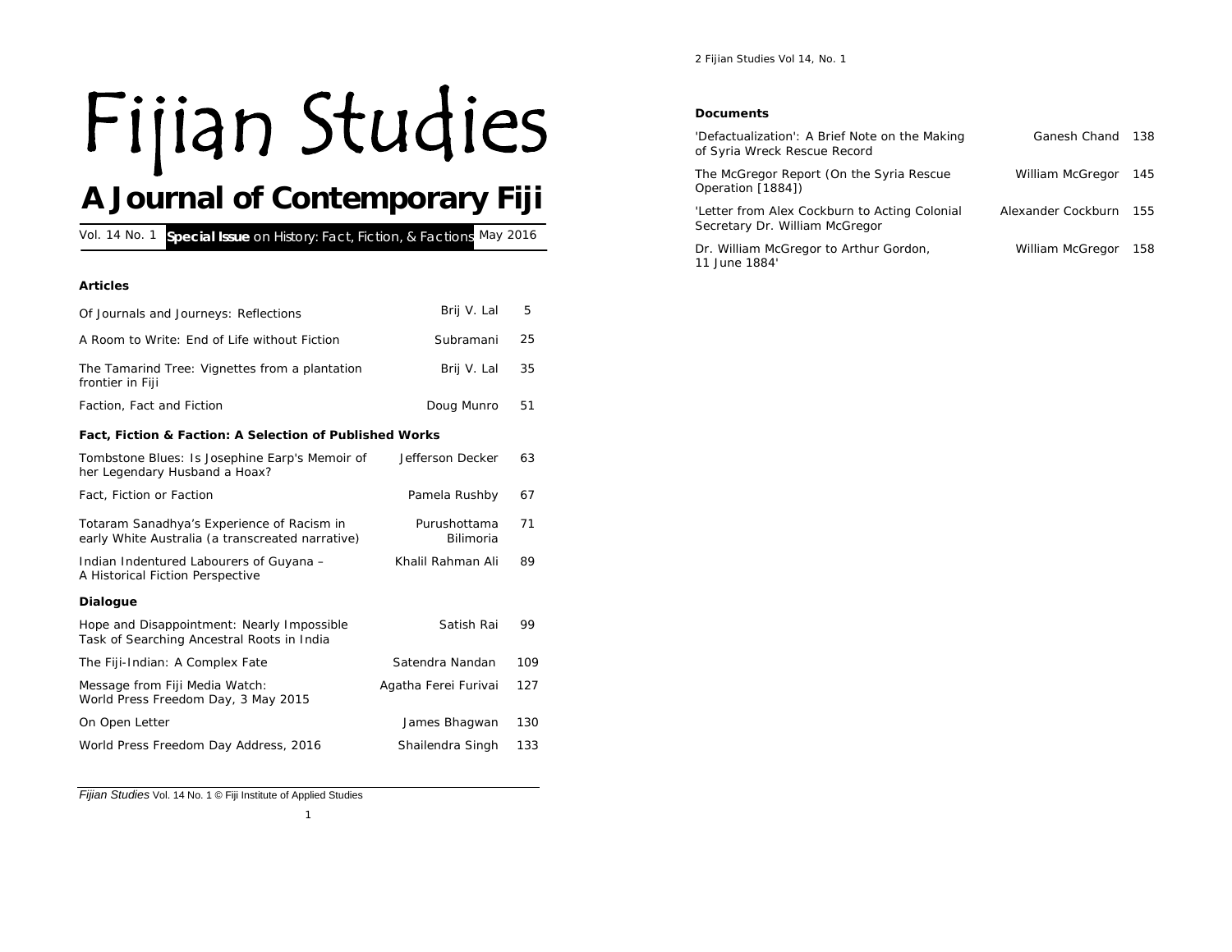# Fijian Studies

## A Journal of Contemporary Fiji

Vol. 14 No. 1 **Special Issue** on History: *Fact, Fiction, & Factions* May 2016

### Articles

| | | |
|---|---|---|
| Of Journals and Journeys: Reflections | Brij V. Lal | 5 |
| A Room to Write: End of Life without Fiction | Subramani | 25 |
| The Tamarind Tree: Vignettes from a plantation frontier in Fiji | Brij V. Lal | 35 |
| Faction, Fact and Fiction | Doug Munro | 51 |

### Fact, Fiction & Faction: A Selection of Published Works

| | | |
|---|---|---|
| Tombstone Blues: Is Josephine Earp's Memoir of her Legendary Husband a Hoax? | Jefferson Decker | 63 |
| Fact, Fiction or Faction | Pamela Rushby | 67 |
| Totaram Sanadhya's Experience of Racism in early White Australia (a transcreated narrative) | Purushottama Bilimoria | 71 |
| Indian Indentured Labourers of Guyana – A Historical Fiction Perspective | Khalil Rahman Ali | 89 |

### Dialogue

| | | |
|---|---|---|
| Hope and Disappointment: Nearly Impossible Task of Searching Ancestral Roots in India | Satish Rai | 99 |
| The Fiji-Indian: A Complex Fate | Satendra Nandan | 109 |
| Message from Fiji Media Watch: World Press Freedom Day, 3 May 2015 | Agatha Ferei Furivai | 127 |
| On Open Letter | James Bhagwan | 130 |
| World Press Freedom Day Address, 2016 | Shailendra Singh | 133 |

*Fijian Studies* Vol. 14 No. 1 © Fiji Institute of Applied Studies

### Documents

| | | |
|---|---|---|
| 'Defactualization': A Brief Note on the Making of Syria Wreck Rescue Record | Ganesh Chand | 138 |
| The McGregor Report (On the Syria Rescue Operation [1884]) | William McGregor | 145 |
| 'Letter from Alex Cockburn to Acting Colonial Secretary Dr. William McGregor | Alexander Cockburn | 155 |
| Dr. William McGregor to Arthur Gordon, 11 June 1884' | William McGregor | 158 |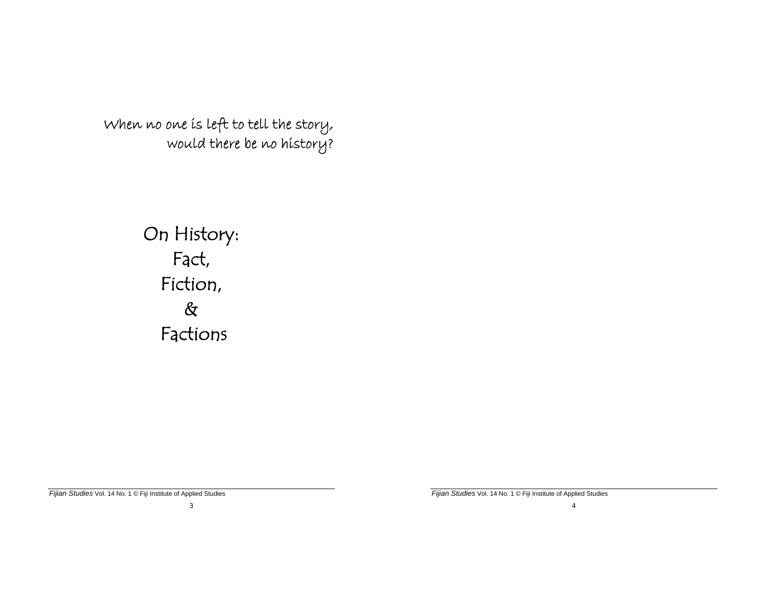When no one is left to tell the story,
would there be no history?

# On History:
# Fact,
# Fiction,
# &
# Factions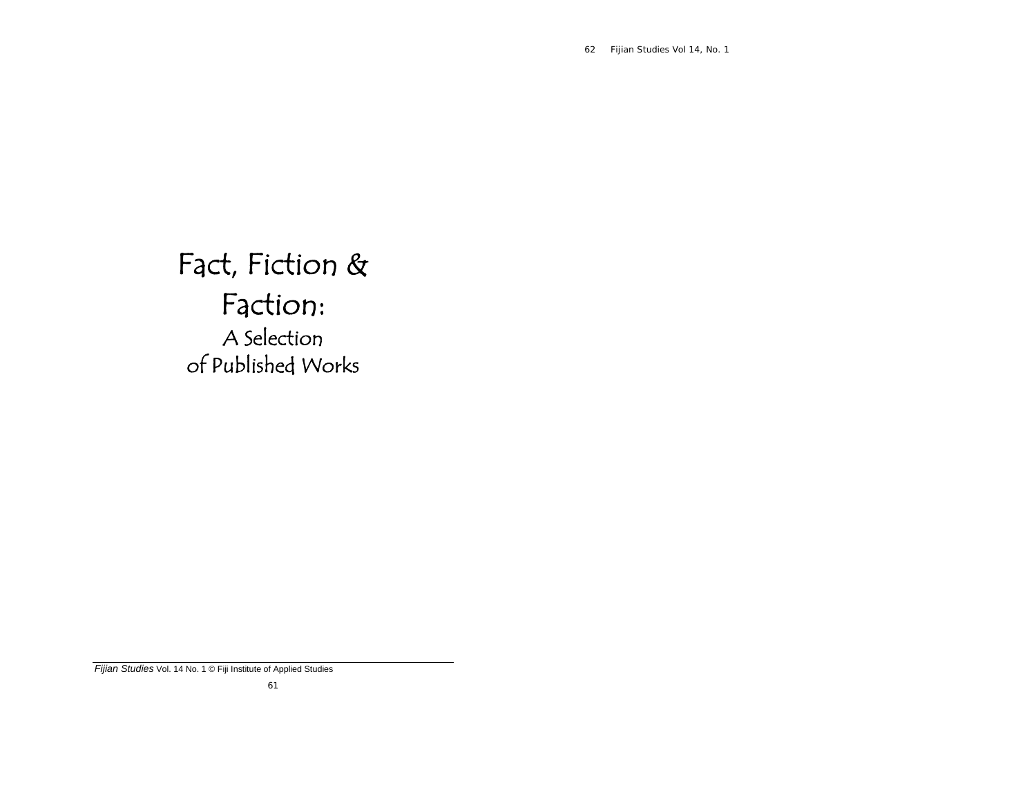# Fact, Fiction & Faction:

## A Selection of Published Works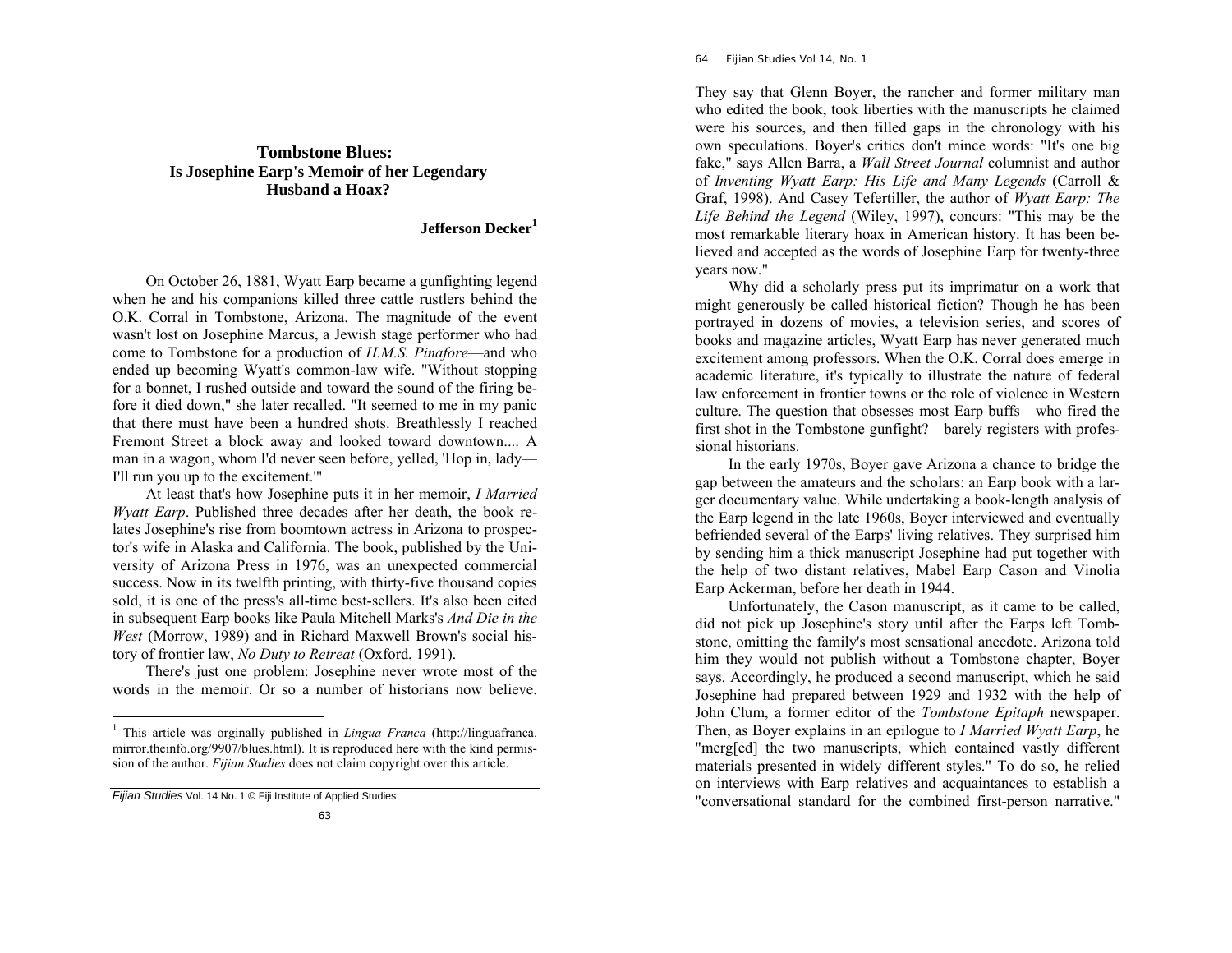## Tombstone Blues: Is Josephine Earp's Memoir of her Legendary Husband a Hoax?

**Jefferson Decker**[1]

On October 26, 1881, Wyatt Earp became a gunfighting legend when he and his companions killed three cattle rustlers behind the O.K. Corral in Tombstone, Arizona. The magnitude of the event wasn't lost on Josephine Marcus, a Jewish stage performer who had come to Tombstone for a production of *H.M.S. Pinafore*—and who ended up becoming Wyatt's common-law wife. "Without stopping for a bonnet, I rushed outside and toward the sound of the firing before it died down," she later recalled. "It seemed to me in my panic that there must have been a hundred shots. Breathlessly I reached Fremont Street a block away and looked toward downtown.... A man in a wagon, whom I'd never seen before, yelled, 'Hop in, lady—I'll run you up to the excitement.'"

At least that's how Josephine puts it in her memoir, *I Married Wyatt Earp*. Published three decades after her death, the book relates Josephine's rise from boomtown actress in Arizona to prospector's wife in Alaska and California. The book, published by the University of Arizona Press in 1976, was an unexpected commercial success. Now in its twelfth printing, with thirty-five thousand copies sold, it is one of the press's all-time best-sellers. It's also been cited in subsequent Earp books like Paula Mitchell Marks's *And Die in the West* (Morrow, 1989) and in Richard Maxwell Brown's social history of frontier law, *No Duty to Retreat* (Oxford, 1991).

There's just one problem: Josephine never wrote most of the words in the memoir. Or so a number of historians now believe. They say that Glenn Boyer, the rancher and former military man who edited the book, took liberties with the manuscripts he claimed were his sources, and then filled gaps in the chronology with his own speculations. Boyer's critics don't mince words: "It's one big fake," says Allen Barra, a *Wall Street Journal* columnist and author of *Inventing Wyatt Earp: His Life and Many Legends* (Carroll & Graf, 1998). And Casey Tefertiller, the author of *Wyatt Earp: The Life Behind the Legend* (Wiley, 1997), concurs: "This may be the most remarkable literary hoax in American history. It has been believed and accepted as the words of Josephine Earp for twenty-three years now."

Why did a scholarly press put its imprimatur on a work that might generously be called historical fiction? Though he has been portrayed in dozens of movies, a television series, and scores of books and magazine articles, Wyatt Earp has never generated much excitement among professors. When the O.K. Corral does emerge in academic literature, it's typically to illustrate the nature of federal law enforcement in frontier towns or the role of violence in Western culture. The question that obsesses most Earp buffs—who fired the first shot in the Tombstone gunfight?—barely registers with professional historians.

In the early 1970s, Boyer gave Arizona a chance to bridge the gap between the amateurs and the scholars: an Earp book with a larger documentary value. While undertaking a book-length analysis of the Earp legend in the late 1960s, Boyer interviewed and eventually befriended several of the Earps' living relatives. They surprised him by sending him a thick manuscript Josephine had put together with the help of two distant relatives, Mabel Earp Cason and Vinolia Earp Ackerman, before her death in 1944.

Unfortunately, the Cason manuscript, as it came to be called, did not pick up Josephine's story until after the Earps left Tombstone, omitting the family's most sensational anecdote. Arizona told him they would not publish without a Tombstone chapter, Boyer says. Accordingly, he produced a second manuscript, which he said Josephine had prepared between 1929 and 1932 with the help of John Clum, a former editor of the *Tombstone Epitaph* newspaper. Then, as Boyer explains in an epilogue to *I Married Wyatt Earp*, he "merg[ed] the two manuscripts, which contained vastly different materials presented in widely different styles." To do so, he relied on interviews with Earp relatives and acquaintances to establish a "conversational standard for the combined first-person narrative."

---

[1] This article was orginally published in *Lingua Franca* (http://linguafranca.mirror.theinfo.org/9907/blues.html). It is reproduced here with the kind permission of the author. *Fijian Studies* does not claim copyright over this article.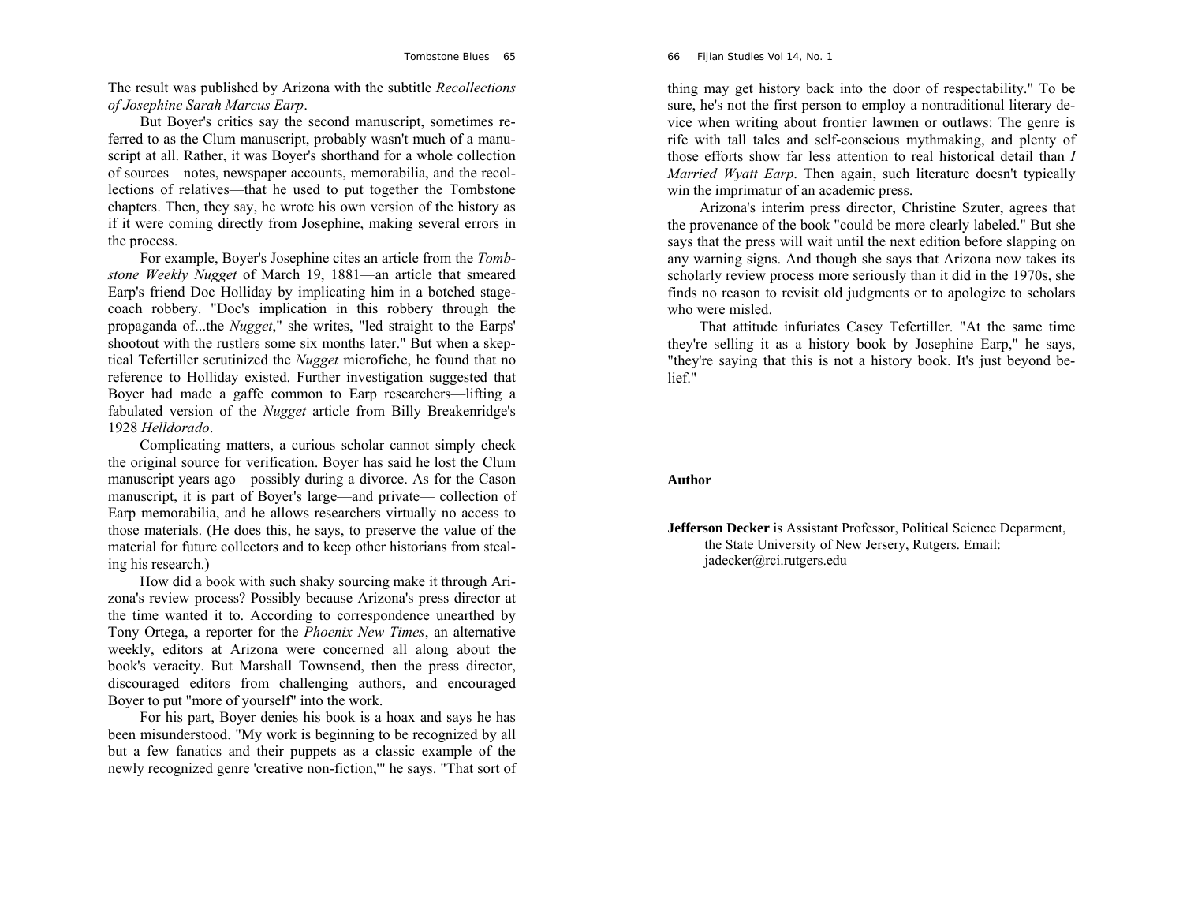The result was published by Arizona with the subtitle *Recollections of Josephine Sarah Marcus Earp*.

But Boyer's critics say the second manuscript, sometimes referred to as the Clum manuscript, probably wasn't much of a manuscript at all. Rather, it was Boyer's shorthand for a whole collection of sources—notes, newspaper accounts, memorabilia, and the recollections of relatives—that he used to put together the Tombstone chapters. Then, they say, he wrote his own version of the history as if it were coming directly from Josephine, making several errors in the process.

For example, Boyer's Josephine cites an article from the *Tombstone Weekly Nugget* of March 19, 1881—an article that smeared Earp's friend Doc Holliday by implicating him in a botched stagecoach robbery. "Doc's implication in this robbery through the propaganda of...the *Nugget*," she writes, "led straight to the Earps' shootout with the rustlers some six months later." But when a skeptical Tefertiller scrutinized the *Nugget* microfiche, he found that no reference to Holliday existed. Further investigation suggested that Boyer had made a gaffe common to Earp researchers—lifting a fabulated version of the *Nugget* article from Billy Breakenridge's 1928 *Helldorado*.

Complicating matters, a curious scholar cannot simply check the original source for verification. Boyer has said he lost the Clum manuscript years ago—possibly during a divorce. As for the Cason manuscript, it is part of Boyer's large—and private— collection of Earp memorabilia, and he allows researchers virtually no access to those materials. (He does this, he says, to preserve the value of the material for future collectors and to keep other historians from stealing his research.)

How did a book with such shaky sourcing make it through Arizona's review process? Possibly because Arizona's press director at the time wanted it to. According to correspondence unearthed by Tony Ortega, a reporter for the *Phoenix New Times*, an alternative weekly, editors at Arizona were concerned all along about the book's veracity. But Marshall Townsend, then the press director, discouraged editors from challenging authors, and encouraged Boyer to put "more of yourself" into the work.

For his part, Boyer denies his book is a hoax and says he has been misunderstood. "My work is beginning to be recognized by all but a few fanatics and their puppets as a classic example of the newly recognized genre 'creative non-fiction,'" he says. "That sort of thing may get history back into the door of respectability." To be sure, he's not the first person to employ a nontraditional literary device when writing about frontier lawmen or outlaws: The genre is rife with tall tales and self-conscious mythmaking, and plenty of those efforts show far less attention to real historical detail than *I Married Wyatt Earp*. Then again, such literature doesn't typically win the imprimatur of an academic press.

Arizona's interim press director, Christine Szuter, agrees that the provenance of the book "could be more clearly labeled." But she says that the press will wait until the next edition before slapping on any warning signs. And though she says that Arizona now takes its scholarly review process more seriously than it did in the 1970s, she finds no reason to revisit old judgments or to apologize to scholars who were misled.

That attitude infuriates Casey Tefertiller. "At the same time they're selling it as a history book by Josephine Earp," he says, "they're saying that this is not a history book. It's just beyond belief."

**Author**

**Jefferson Decker** is Assistant Professor, Political Science Deparment, the State University of New Jersery, Rutgers. Email: jadecker@rci.rutgers.edu